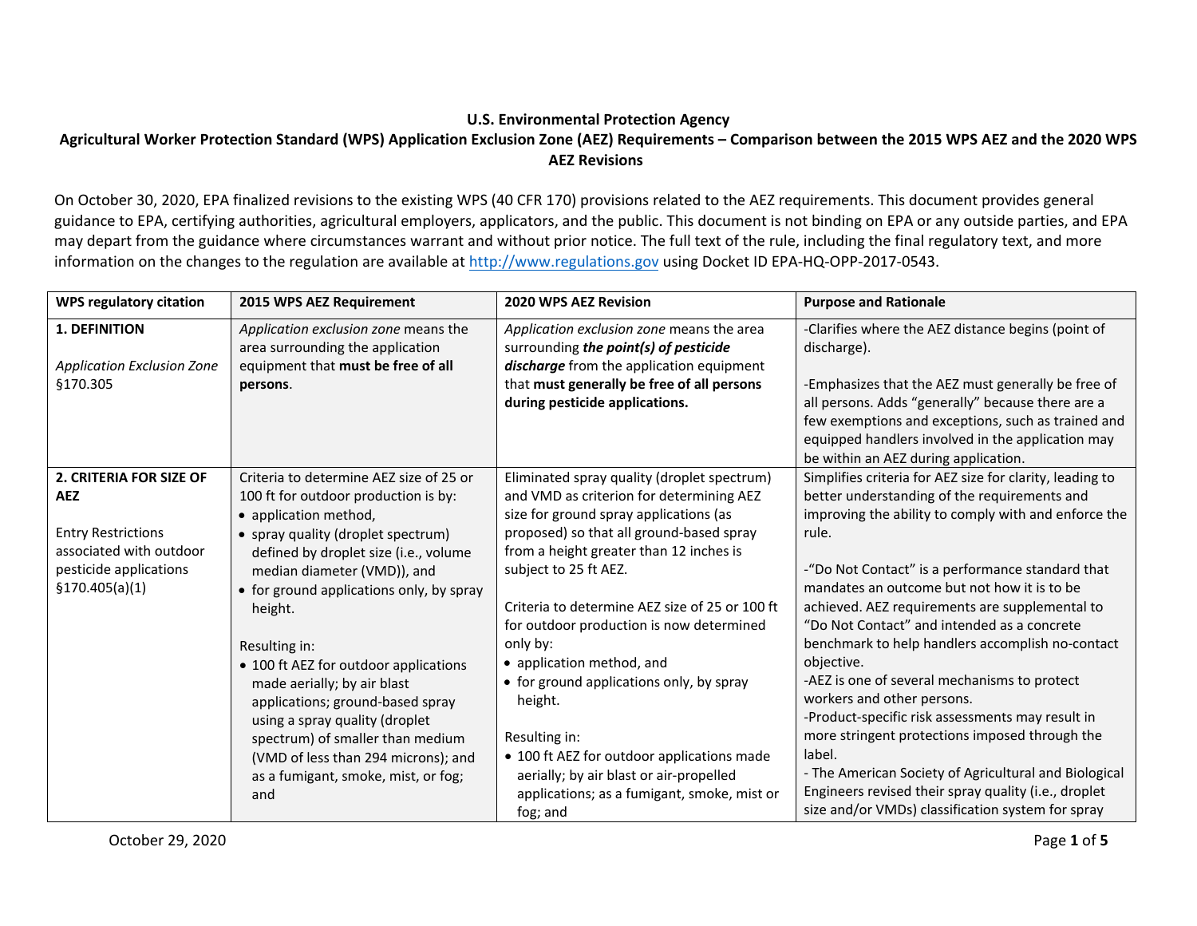**U.S. Environmental Protection Agency**

**Agricultural Worker Protection Standard (WPS) Application Exclusion Zone (AEZ) Requirements – Comparison between the 2015 WPS AEZ and the 2020 WPS AEZ Revisions**

On October 30, 2020, EPA finalized revisions to the existing WPS (40 CFR 170) provisions related to the AEZ requirements. This document provides general guidance to EPA, certifying authorities, agricultural employers, applicators, and the public. This document is not binding on EPA or any outside parties, and EPA may depart from the guidance where circumstances warrant and without prior notice. The full text of the rule, including the final regulatory text, and more information on the changes to the regulation are available at [http://www.regulations.gov](http://www.regulations.gov) using Docket ID EPA-HQ-OPP-2017-0543.

| WPS regulatory citation | 2015 WPS AEZ Requirement | 2020 WPS AEZ Revision | Purpose and Rationale |
|---|---|---|---|
| **1. DEFINITION**<br><br>*Application Exclusion Zone* §170.305 | *Application exclusion zone* means the area surrounding the application equipment that **must be free of all persons**. | *Application exclusion zone* means the area surrounding ***the point(s) of pesticide discharge*** from the application equipment that **must generally be free of all persons during pesticide applications.** | -Clarifies where the AEZ distance begins (point of discharge).<br><br>-Emphasizes that the AEZ must generally be free of all persons. Adds "generally" because there are a few exemptions and exceptions, such as trained and equipped handlers involved in the application may be within an AEZ during application. |
| **2. CRITERIA FOR SIZE OF AEZ**<br><br>Entry Restrictions associated with outdoor pesticide applications §170.405(a)(1) | Criteria to determine AEZ size of 25 or 100 ft for outdoor production is by:<br>• application method,<br>• spray quality (droplet spectrum) defined by droplet size (i.e., volume median diameter (VMD)), and<br>• for ground applications only, by spray height.<br><br>Resulting in:<br>• 100 ft AEZ for outdoor applications made aerially; by air blast applications; ground-based spray using a spray quality (droplet spectrum) of smaller than medium (VMD of less than 294 microns); and as a fumigant, smoke, mist, or fog; and | Eliminated spray quality (droplet spectrum) and VMD as criterion for determining AEZ size for ground spray applications (as proposed) so that all ground-based spray from a height greater than 12 inches is subject to 25 ft AEZ.<br><br>Criteria to determine AEZ size of 25 or 100 ft for outdoor production is now determined only by:<br>• application method, and<br>• for ground applications only, by spray height.<br><br>Resulting in:<br>• 100 ft AEZ for outdoor applications made aerially; by air blast or air-propelled applications; as a fumigant, smoke, mist or fog; and | Simplifies criteria for AEZ size for clarity, leading to better understanding of the requirements and improving the ability to comply with and enforce the rule.<br><br>-"Do Not Contact" is a performance standard that mandates an outcome but not how it is to be achieved. AEZ requirements are supplemental to "Do Not Contact" and intended as a concrete benchmark to help handlers accomplish no-contact objective.<br>-AEZ is one of several mechanisms to protect workers and other persons.<br>-Product-specific risk assessments may result in more stringent protections imposed through the label.<br>- The American Society of Agricultural and Biological Engineers revised their spray quality (i.e., droplet size and/or VMDs) classification system for spray |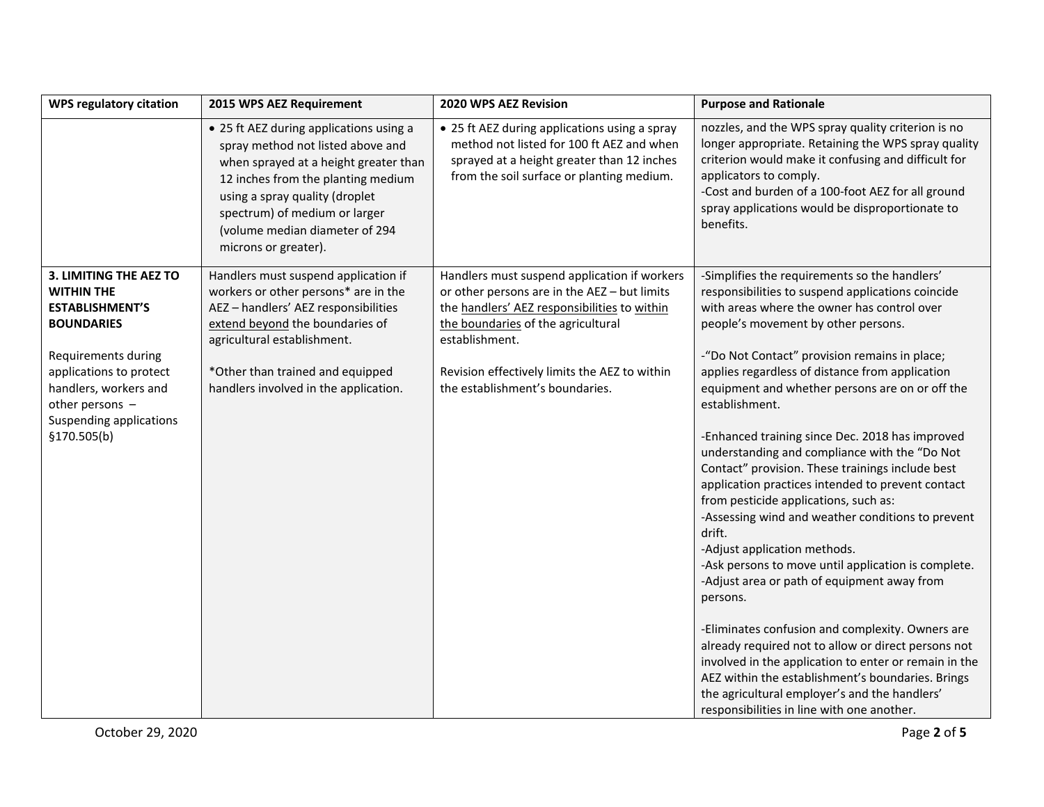| WPS regulatory citation | 2015 WPS AEZ Requirement | 2020 WPS AEZ Revision | Purpose and Rationale |
|---|---|---|---|
| | • 25 ft AEZ during applications using a spray method not listed above and when sprayed at a height greater than 12 inches from the planting medium using a spray quality (droplet spectrum) of medium or larger (volume median diameter of 294 microns or greater). | • 25 ft AEZ during applications using a spray method not listed for 100 ft AEZ and when sprayed at a height greater than 12 inches from the soil surface or planting medium. | nozzles, and the WPS spray quality criterion is no longer appropriate. Retaining the WPS spray quality criterion would make it confusing and difficult for applicators to comply.<br>-Cost and burden of a 100-foot AEZ for all ground spray applications would be disproportionate to benefits. |
| **3. LIMITING THE AEZ TO WITHIN THE ESTABLISHMENT'S BOUNDARIES**<br><br>Requirements during applications to protect handlers, workers and other persons – Suspending applications §170.505(b) | Handlers must suspend application if workers or other persons* are in the AEZ – handlers' AEZ responsibilities extend beyond the boundaries of agricultural establishment.<br><br>*Other than trained and equipped handlers involved in the application. | Handlers must suspend application if workers or other persons are in the AEZ – but limits the handlers' AEZ responsibilities to within the boundaries of the agricultural establishment.<br><br>Revision effectively limits the AEZ to within the establishment's boundaries. | -Simplifies the requirements so the handlers' responsibilities to suspend applications coincide with areas where the owner has control over people's movement by other persons.<br><br>-"Do Not Contact" provision remains in place; applies regardless of distance from application equipment and whether persons are on or off the establishment.<br><br>-Enhanced training since Dec. 2018 has improved understanding and compliance with the "Do Not Contact" provision. These trainings include best application practices intended to prevent contact from pesticide applications, such as:<br>-Assessing wind and weather conditions to prevent drift.<br>-Adjust application methods.<br>-Ask persons to move until application is complete.<br>-Adjust area or path of equipment away from persons.<br><br>-Eliminates confusion and complexity. Owners are already required not to allow or direct persons not involved in the application to enter or remain in the AEZ within the establishment's boundaries. Brings the agricultural employer's and the handlers' responsibilities in line with one another. |

October 29, 2020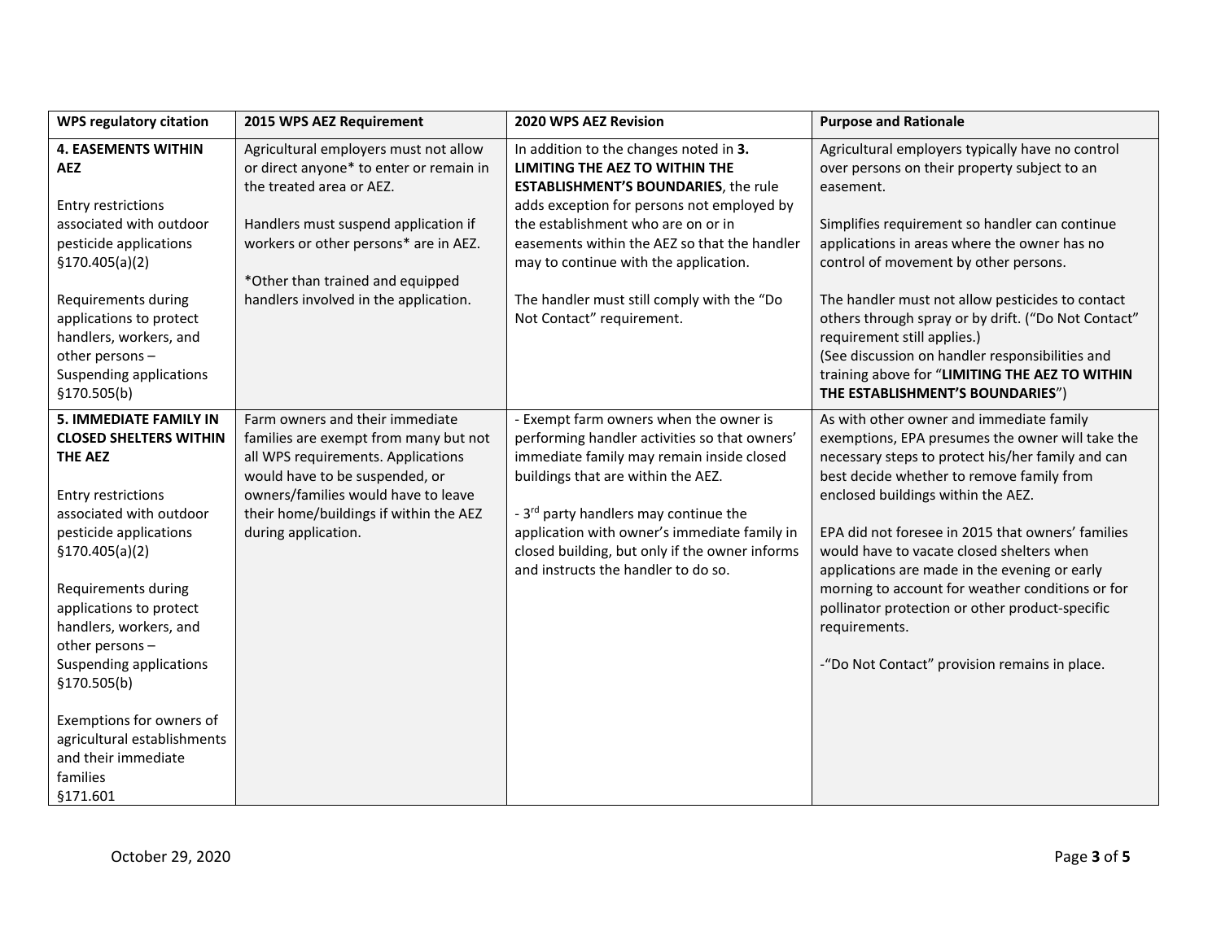| WPS regulatory citation | 2015 WPS AEZ Requirement | 2020 WPS AEZ Revision | Purpose and Rationale |
|---|---|---|---|
| **4. EASEMENTS WITHIN AEZ**<br><br>Entry restrictions associated with outdoor pesticide applications §170.405(a)(2)<br><br>Requirements during applications to protect handlers, workers, and other persons – Suspending applications §170.505(b) | Agricultural employers must not allow or direct anyone* to enter or remain in the treated area or AEZ.<br><br>Handlers must suspend application if workers or other persons* are in AEZ.<br><br>*Other than trained and equipped handlers involved in the application. | In addition to the changes noted in **3. LIMITING THE AEZ TO WITHIN THE ESTABLISHMENT'S BOUNDARIES**, the rule adds exception for persons not employed by the establishment who are on or in easements within the AEZ so that the handler may to continue with the application.<br><br>The handler must still comply with the "Do Not Contact" requirement. | Agricultural employers typically have no control over persons on their property subject to an easement.<br><br>Simplifies requirement so handler can continue applications in areas where the owner has no control of movement by other persons.<br><br>The handler must not allow pesticides to contact others through spray or by drift. ("Do Not Contact" requirement still applies.)<br>(See discussion on handler responsibilities and training above for "**LIMITING THE AEZ TO WITHIN THE ESTABLISHMENT'S BOUNDARIES**") |
| **5. IMMEDIATE FAMILY IN CLOSED SHELTERS WITHIN THE AEZ**<br><br>Entry restrictions associated with outdoor pesticide applications §170.405(a)(2)<br><br>Requirements during applications to protect handlers, workers, and other persons – Suspending applications §170.505(b)<br><br>Exemptions for owners of agricultural establishments and their immediate families §171.601 | Farm owners and their immediate families are exempt from many but not all WPS requirements. Applications would have to be suspended, or owners/families would have to leave their home/buildings if within the AEZ during application. | - Exempt farm owners when the owner is performing handler activities so that owners' immediate family may remain inside closed buildings that are within the AEZ.<br><br>- 3rd party handlers may continue the application with owner's immediate family in closed building, but only if the owner informs and instructs the handler to do so. | As with other owner and immediate family exemptions, EPA presumes the owner will take the necessary steps to protect his/her family and can best decide whether to remove family from enclosed buildings within the AEZ.<br><br>EPA did not foresee in 2015 that owners' families would have to vacate closed shelters when applications are made in the evening or early morning to account for weather conditions or for pollinator protection or other product-specific requirements.<br><br>-"Do Not Contact" provision remains in place. |

October 29, 2020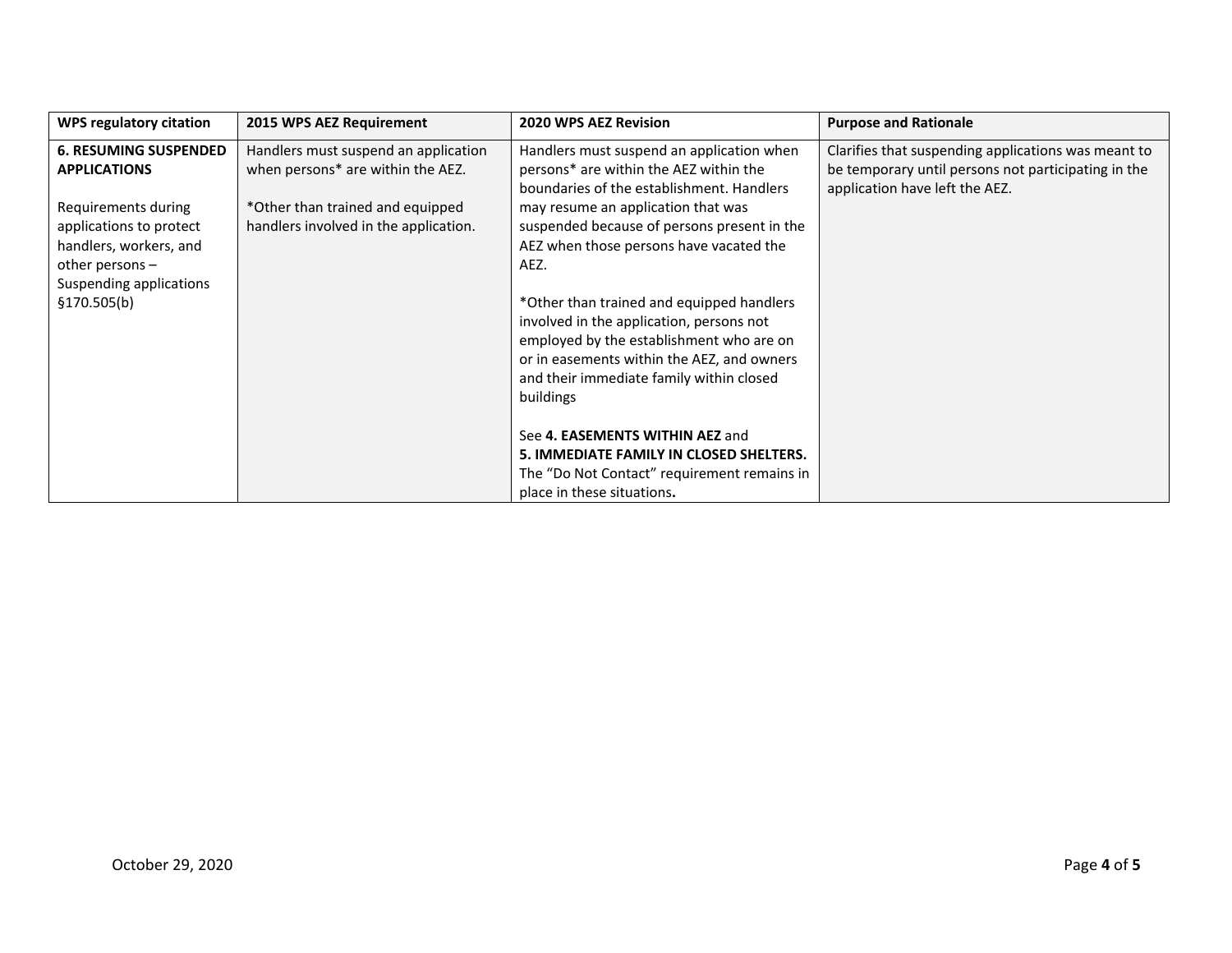| WPS regulatory citation | 2015 WPS AEZ Requirement | 2020 WPS AEZ Revision | Purpose and Rationale |
|---|---|---|---|
| **6. RESUMING SUSPENDED APPLICATIONS**<br><br>Requirements during applications to protect handlers, workers, and other persons – Suspending applications §170.505(b) | Handlers must suspend an application when persons* are within the AEZ.<br><br>*Other than trained and equipped handlers involved in the application. | Handlers must suspend an application when persons* are within the AEZ within the boundaries of the establishment. Handlers may resume an application that was suspended because of persons present in the AEZ when those persons have vacated the AEZ.<br><br>*Other than trained and equipped handlers involved in the application, persons not employed by the establishment who are on or in easements within the AEZ, and owners and their immediate family within closed buildings<br><br>See **4. EASEMENTS WITHIN AEZ** and **5. IMMEDIATE FAMILY IN CLOSED SHELTERS.** The "Do Not Contact" requirement remains in place in these situations**.** | Clarifies that suspending applications was meant to be temporary until persons not participating in the application have left the AEZ. |

October 29, 2020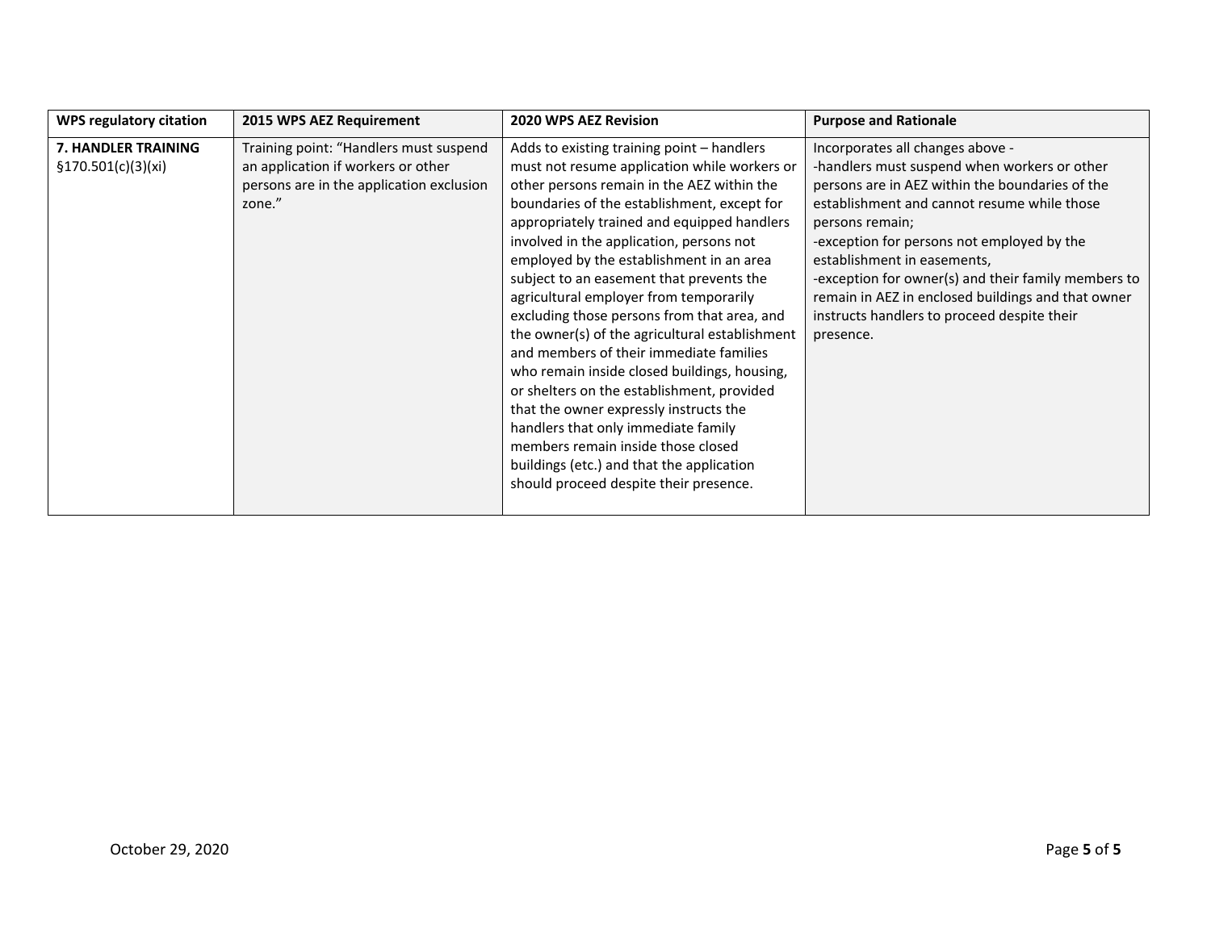| WPS regulatory citation | 2015 WPS AEZ Requirement | 2020 WPS AEZ Revision | Purpose and Rationale |
|---|---|---|---|
| **7. HANDLER TRAINING** §170.501(c)(3)(xi) | Training point: "Handlers must suspend an application if workers or other persons are in the application exclusion zone." | Adds to existing training point – handlers must not resume application while workers or other persons remain in the AEZ within the boundaries of the establishment, except for appropriately trained and equipped handlers involved in the application, persons not employed by the establishment in an area subject to an easement that prevents the agricultural employer from temporarily excluding those persons from that area, and the owner(s) of the agricultural establishment and members of their immediate families who remain inside closed buildings, housing, or shelters on the establishment, provided that the owner expressly instructs the handlers that only immediate family members remain inside those closed buildings (etc.) and that the application should proceed despite their presence. | Incorporates all changes above - <br>-handlers must suspend when workers or other persons are in AEZ within the boundaries of the establishment and cannot resume while those persons remain; <br>-exception for persons not employed by the establishment in easements, <br>-exception for owner(s) and their family members to remain in AEZ in enclosed buildings and that owner instructs handlers to proceed despite their presence. |

October 29, 2020